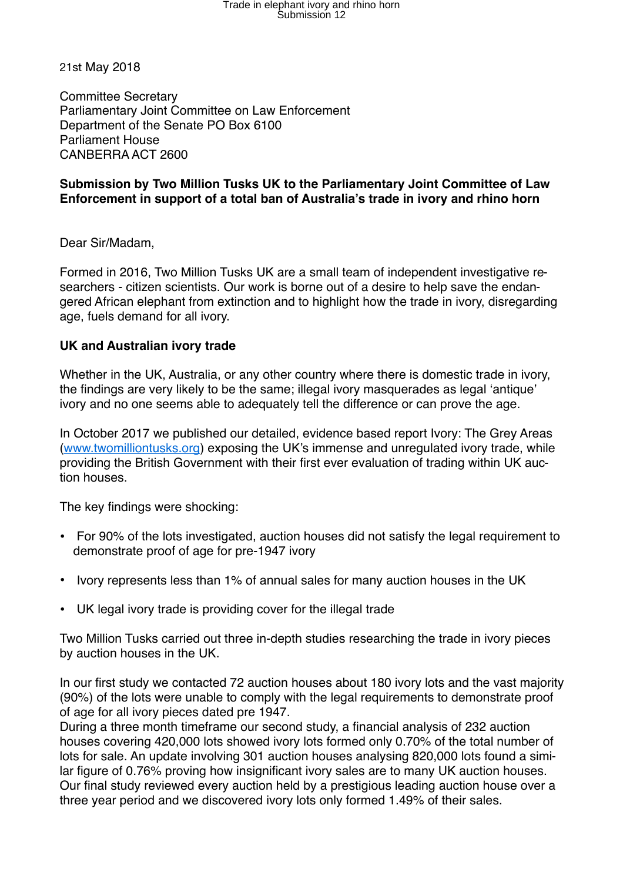21st May 2018

Committee Secretary
Parliamentary Joint Committee on Law Enforcement
Department of the Senate PO Box 6100
Parliament House
CANBERRA ACT 2600

**Submission by Two Million Tusks UK to the Parliamentary Joint Committee of Law Enforcement in support of a total ban of Australia's trade in ivory and rhino horn**

Dear Sir/Madam,

Formed in 2016, Two Million Tusks UK are a small team of independent investigative researchers - citizen scientists. Our work is borne out of a desire to help save the endangered African elephant from extinction and to highlight how the trade in ivory, disregarding age, fuels demand for all ivory.

**UK and Australian ivory trade**

Whether in the UK, Australia, or any other country where there is domestic trade in ivory, the findings are very likely to be the same; illegal ivory masquerades as legal 'antique' ivory and no one seems able to adequately tell the difference or can prove the age.

In October 2017 we published our detailed, evidence based report Ivory: The Grey Areas (www.twomilliontusks.org) exposing the UK's immense and unregulated ivory trade, while providing the British Government with their first ever evaluation of trading within UK auction houses.

The key findings were shocking:

- For 90% of the lots investigated, auction houses did not satisfy the legal requirement to demonstrate proof of age for pre-1947 ivory
- Ivory represents less than 1% of annual sales for many auction houses in the UK
- UK legal ivory trade is providing cover for the illegal trade

Two Million Tusks carried out three in-depth studies researching the trade in ivory pieces by auction houses in the UK.

In our first study we contacted 72 auction houses about 180 ivory lots and the vast majority (90%) of the lots were unable to comply with the legal requirements to demonstrate proof of age for all ivory pieces dated pre 1947.
During a three month timeframe our second study, a financial analysis of 232 auction houses covering 420,000 lots showed ivory lots formed only 0.70% of the total number of lots for sale. An update involving 301 auction houses analysing 820,000 lots found a similar figure of 0.76% proving how insignificant ivory sales are to many UK auction houses.
Our final study reviewed every auction held by a prestigious leading auction house over a three year period and we discovered ivory lots only formed 1.49% of their sales.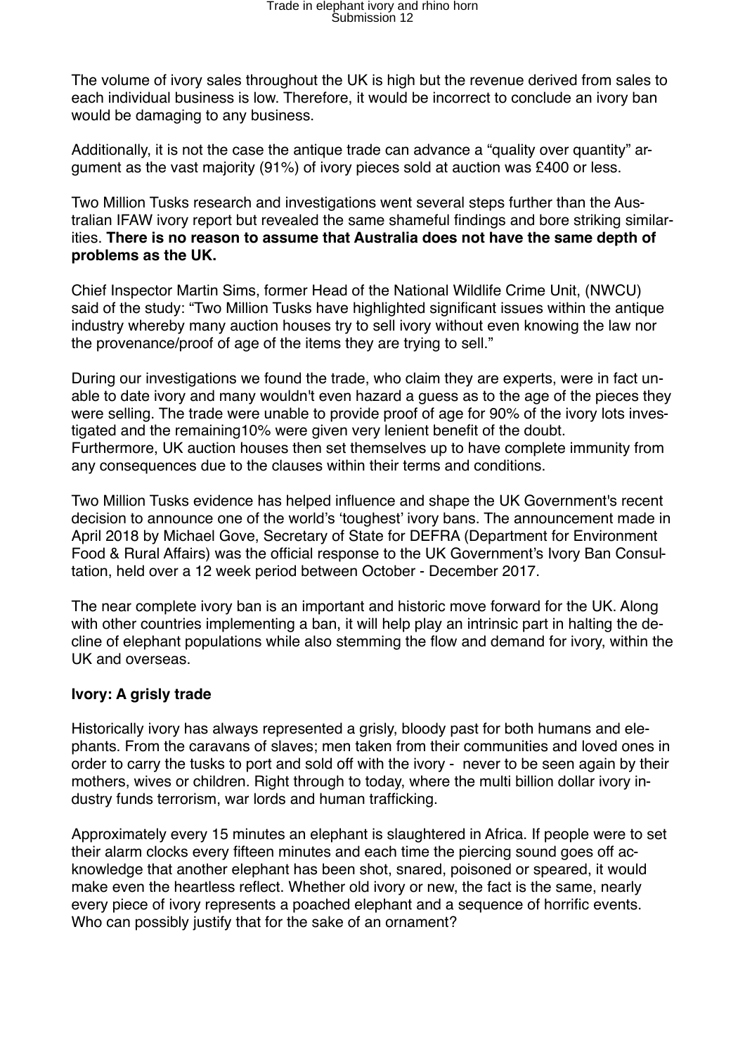The volume of ivory sales throughout the UK is high but the revenue derived from sales to each individual business is low. Therefore, it would be incorrect to conclude an ivory ban would be damaging to any business.

Additionally, it is not the case the antique trade can advance a "quality over quantity" argument as the vast majority (91%) of ivory pieces sold at auction was £400 or less.

Two Million Tusks research and investigations went several steps further than the Australian IFAW ivory report but revealed the same shameful findings and bore striking similarities. **There is no reason to assume that Australia does not have the same depth of problems as the UK.**

Chief Inspector Martin Sims, former Head of the National Wildlife Crime Unit, (NWCU) said of the study: "Two Million Tusks have highlighted significant issues within the antique industry whereby many auction houses try to sell ivory without even knowing the law nor the provenance/proof of age of the items they are trying to sell."

During our investigations we found the trade, who claim they are experts, were in fact unable to date ivory and many wouldn't even hazard a guess as to the age of the pieces they were selling. The trade were unable to provide proof of age for 90% of the ivory lots investigated and the remaining10% were given very lenient benefit of the doubt. Furthermore, UK auction houses then set themselves up to have complete immunity from any consequences due to the clauses within their terms and conditions.

Two Million Tusks evidence has helped influence and shape the UK Government's recent decision to announce one of the world's 'toughest' ivory bans. The announcement made in April 2018 by Michael Gove, Secretary of State for DEFRA (Department for Environment Food & Rural Affairs) was the official response to the UK Government's Ivory Ban Consultation, held over a 12 week period between October - December 2017.

The near complete ivory ban is an important and historic move forward for the UK. Along with other countries implementing a ban, it will help play an intrinsic part in halting the decline of elephant populations while also stemming the flow and demand for ivory, within the UK and overseas.

**Ivory: A grisly trade**

Historically ivory has always represented a grisly, bloody past for both humans and elephants. From the caravans of slaves; men taken from their communities and loved ones in order to carry the tusks to port and sold off with the ivory - never to be seen again by their mothers, wives or children. Right through to today, where the multi billion dollar ivory industry funds terrorism, war lords and human trafficking.

Approximately every 15 minutes an elephant is slaughtered in Africa. If people were to set their alarm clocks every fifteen minutes and each time the piercing sound goes off acknowledge that another elephant has been shot, snared, poisoned or speared, it would make even the heartless reflect. Whether old ivory or new, the fact is the same, nearly every piece of ivory represents a poached elephant and a sequence of horrific events. Who can possibly justify that for the sake of an ornament?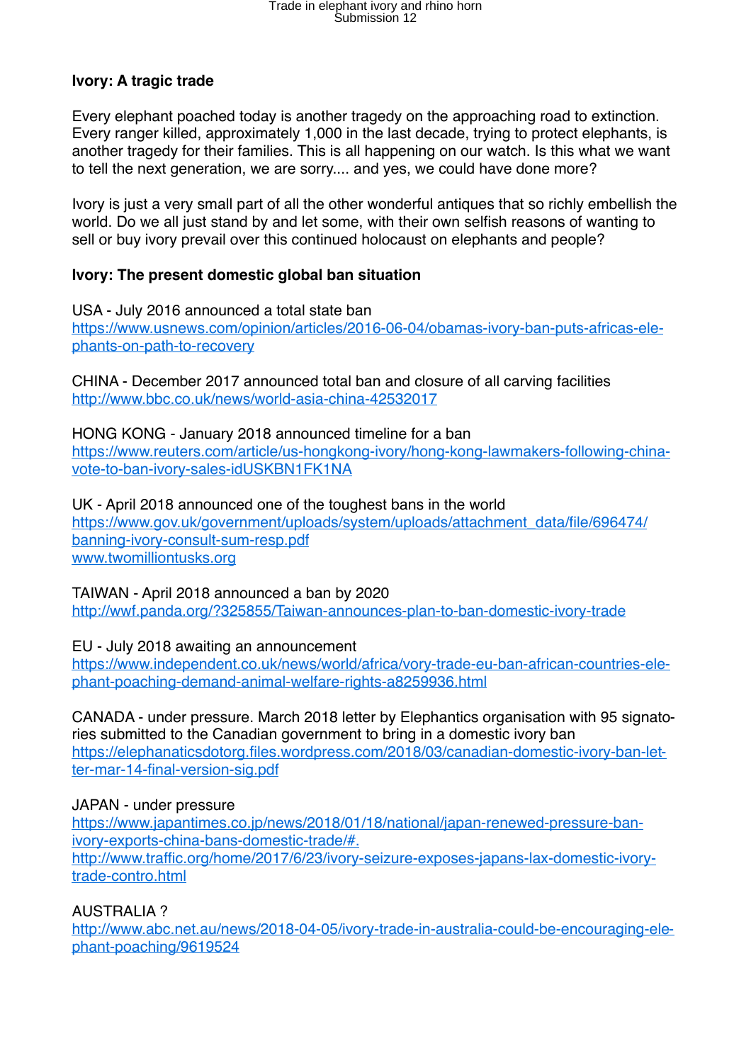**Ivory: A tragic trade**

Every elephant poached today is another tragedy on the approaching road to extinction. Every ranger killed, approximately 1,000 in the last decade, trying to protect elephants, is another tragedy for their families. This is all happening on our watch. Is this what we want to tell the next generation, we are sorry.... and yes, we could have done more?

Ivory is just a very small part of all the other wonderful antiques that so richly embellish the world. Do we all just stand by and let some, with their own selfish reasons of wanting to sell or buy ivory prevail over this continued holocaust on elephants and people?

**Ivory: The present domestic global ban situation**

USA - July 2016 announced a total state ban
https://www.usnews.com/opinion/articles/2016-06-04/obamas-ivory-ban-puts-africas-elephants-on-path-to-recovery

CHINA - December 2017 announced total ban and closure of all carving facilities
http://www.bbc.co.uk/news/world-asia-china-42532017

HONG KONG - January 2018 announced timeline for a ban
https://www.reuters.com/article/us-hongkong-ivory/hong-kong-lawmakers-following-china-vote-to-ban-ivory-sales-idUSKBN1FK1NA

UK - April 2018 announced one of the toughest bans in the world
https://www.gov.uk/government/uploads/system/uploads/attachment_data/file/696474/banning-ivory-consult-sum-resp.pdf
www.twomilliontusks.org

TAIWAN - April 2018 announced a ban by 2020
http://wwf.panda.org/?325855/Taiwan-announces-plan-to-ban-domestic-ivory-trade

EU - July 2018 awaiting an announcement
https://www.independent.co.uk/news/world/africa/vory-trade-eu-ban-african-countries-elephant-poaching-demand-animal-welfare-rights-a8259936.html

CANADA - under pressure. March 2018 letter by Elephantics organisation with 95 signatories submitted to the Canadian government to bring in a domestic ivory ban
https://elephanaticsdotorg.files.wordpress.com/2018/03/canadian-domestic-ivory-ban-letter-mar-14-final-version-sig.pdf

JAPAN - under pressure
https://www.japantimes.co.jp/news/2018/01/18/national/japan-renewed-pressure-ban-ivory-exports-china-bans-domestic-trade/#.
http://www.traffic.org/home/2017/6/23/ivory-seizure-exposes-japans-lax-domestic-ivory-trade-contro.html

AUSTRALIA ?
http://www.abc.net.au/news/2018-04-05/ivory-trade-in-australia-could-be-encouraging-elephant-poaching/9619524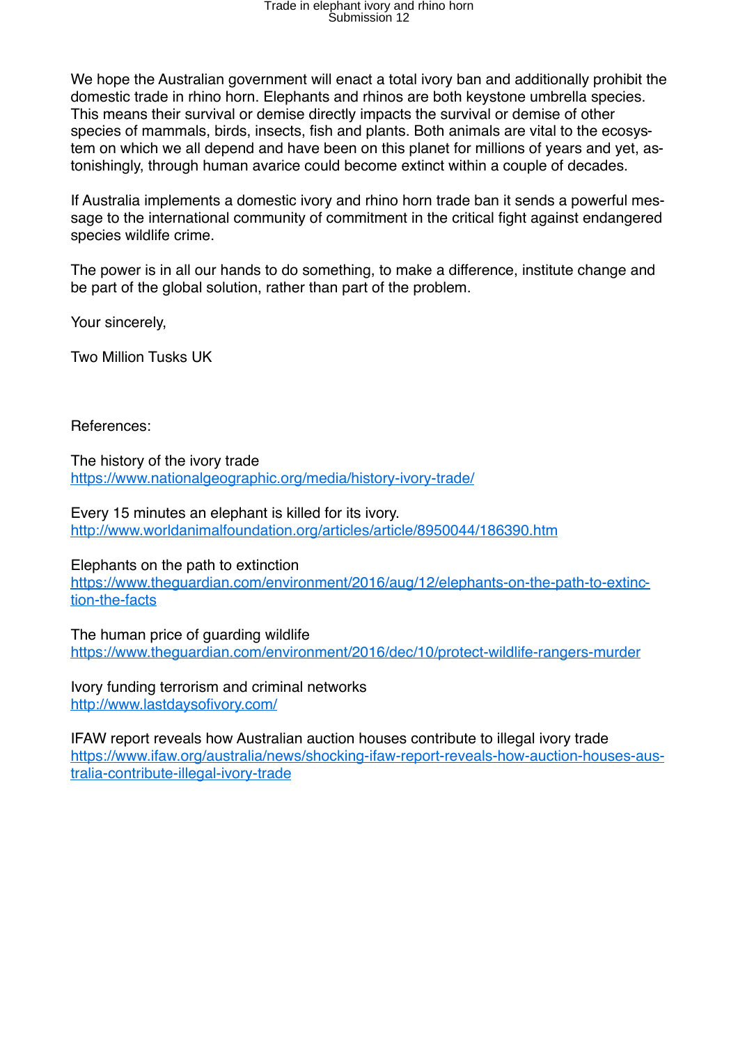We hope the Australian government will enact a total ivory ban and additionally prohibit the domestic trade in rhino horn. Elephants and rhinos are both keystone umbrella species. This means their survival or demise directly impacts the survival or demise of other species of mammals, birds, insects, fish and plants. Both animals are vital to the ecosystem on which we all depend and have been on this planet for millions of years and yet, astonishingly, through human avarice could become extinct within a couple of decades.

If Australia implements a domestic ivory and rhino horn trade ban it sends a powerful message to the international community of commitment in the critical fight against endangered species wildlife crime.

The power is in all our hands to do something, to make a difference, institute change and be part of the global solution, rather than part of the problem.

Your sincerely,

Two Million Tusks UK

References:

The history of the ivory trade
https://www.nationalgeographic.org/media/history-ivory-trade/

Every 15 minutes an elephant is killed for its ivory.
http://www.worldanimalfoundation.org/articles/article/8950044/186390.htm

Elephants on the path to extinction
https://www.theguardian.com/environment/2016/aug/12/elephants-on-the-path-to-extinction-the-facts

The human price of guarding wildlife
https://www.theguardian.com/environment/2016/dec/10/protect-wildlife-rangers-murder

Ivory funding terrorism and criminal networks
http://www.lastdaysofivory.com/

IFAW report reveals how Australian auction houses contribute to illegal ivory trade
https://www.ifaw.org/australia/news/shocking-ifaw-report-reveals-how-auction-houses-australia-contribute-illegal-ivory-trade